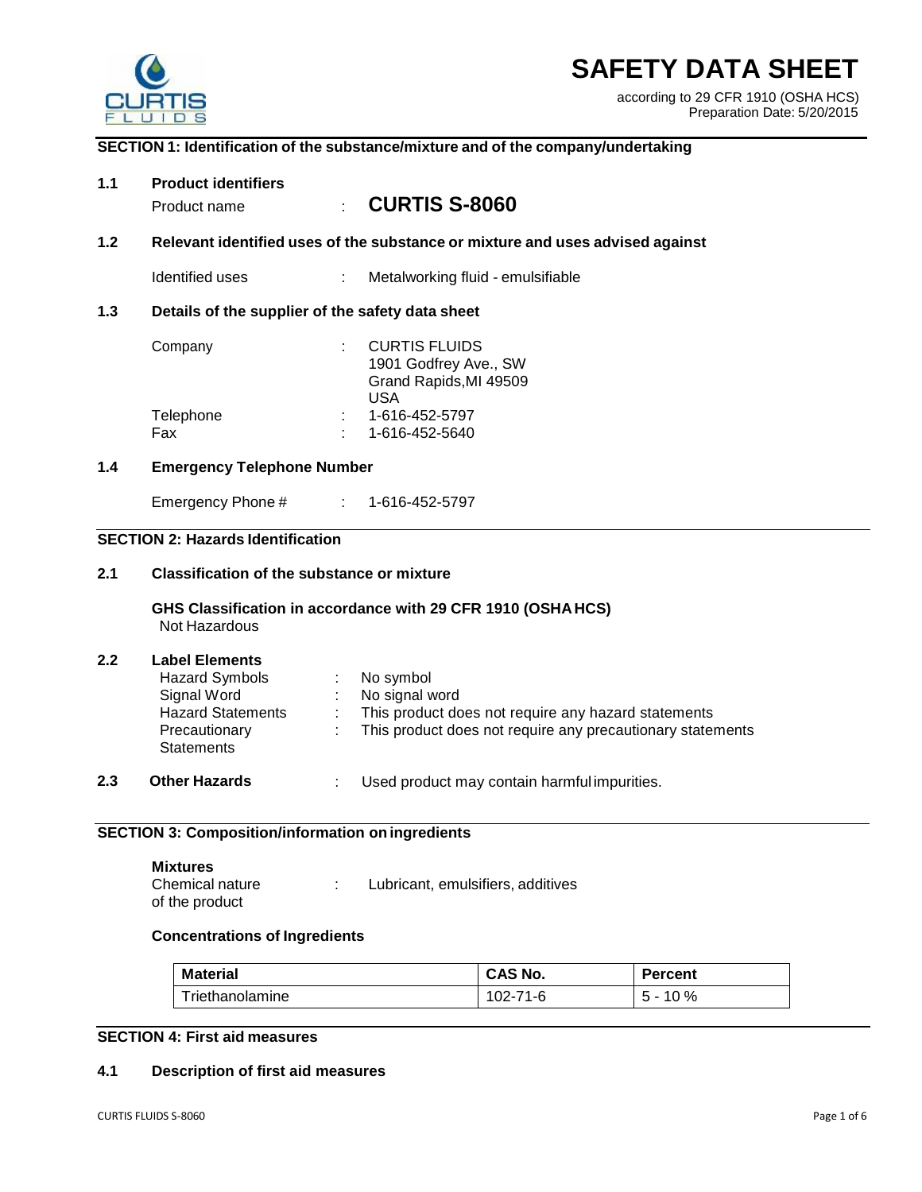# SAFETY DATA SHEET

according to 29 CFR 1910 (OSHA HCS)
Preparation Date: 5/20/2015

## SECTION 1: Identification of the substance/mixture and of the company/undertaking

### 1.1 Product identifiers

Product name : **CURTIS S-8060**

### 1.2 Relevant identified uses of the substance or mixture and uses advised against

Identified uses : Metalworking fluid - emulsifiable

### 1.3 Details of the supplier of the safety data sheet

Company : CURTIS FLUIDS
1901 Godfrey Ave., SW
Grand Rapids,MI 49509
USA

Telephone : 1-616-452-5797
Fax : 1-616-452-5640

### 1.4 Emergency Telephone Number

Emergency Phone # : 1-616-452-5797

## SECTION 2: Hazards Identification

### 2.1 Classification of the substance or mixture

**GHS Classification in accordance with 29 CFR 1910 (OSHA HCS)**
Not Hazardous

### 2.2 Label Elements

Hazard Symbols : No symbol
Signal Word : No signal word
Hazard Statements : This product does not require any hazard statements
Precautionary Statements : This product does not require any precautionary statements

### 2.3 Other Hazards

: Used product may contain harmful impurities.

## SECTION 3: Composition/information on ingredients

**Mixtures**

Chemical nature of the product : Lubricant, emulsifiers, additives

**Concentrations of Ingredients**

| Material | CAS No. | Percent |
|---|---|---|
| Triethanolamine | 102-71-6 | 5 - 10 % |

## SECTION 4: First aid measures

### 4.1 Description of first aid measures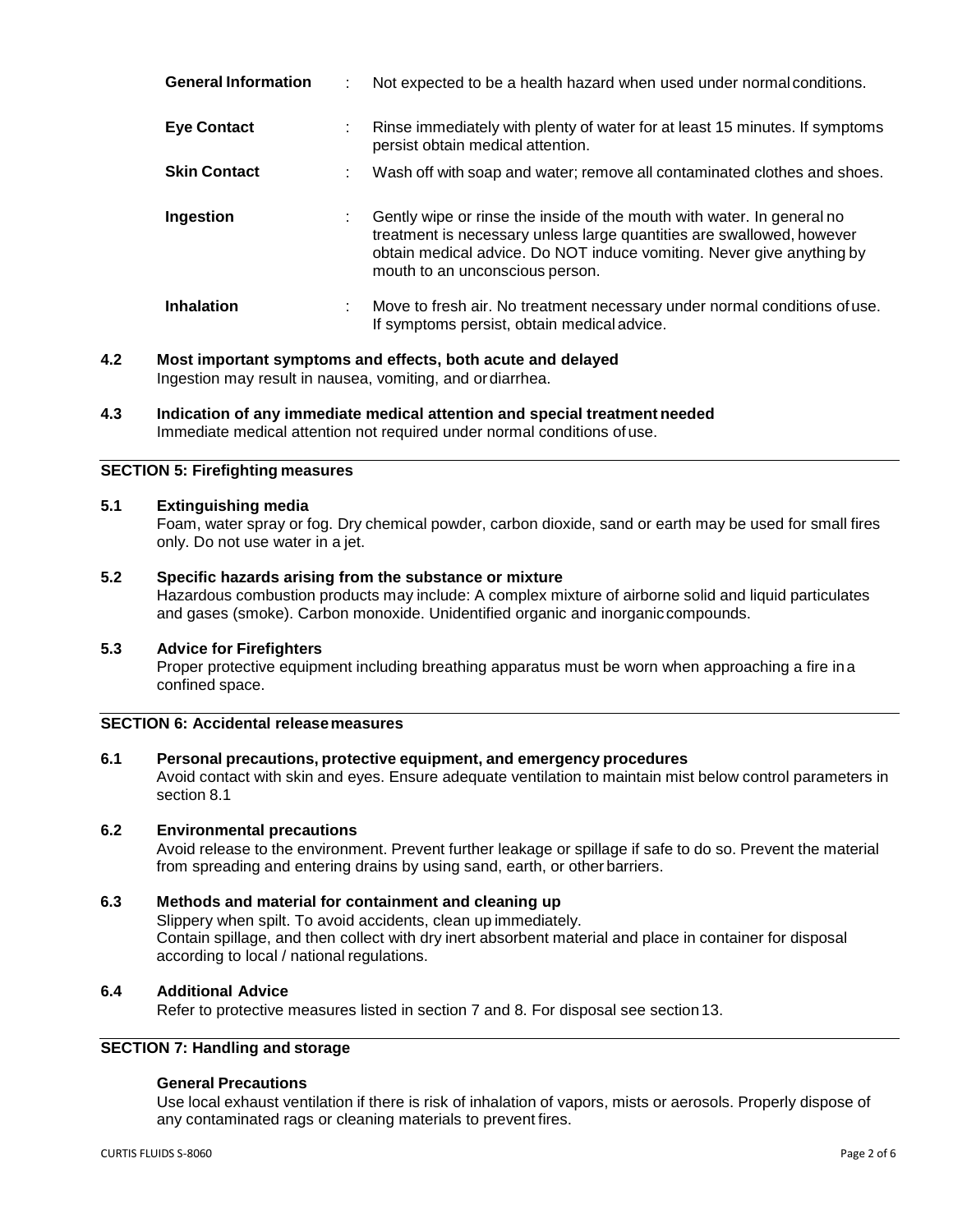| | |
|---|---|
| **General Information** | Not expected to be a health hazard when used under normal conditions. |
| **Eye Contact** | Rinse immediately with plenty of water for at least 15 minutes. If symptoms persist obtain medical attention. |
| **Skin Contact** | Wash off with soap and water; remove all contaminated clothes and shoes. |
| **Ingestion** | Gently wipe or rinse the inside of the mouth with water. In general no treatment is necessary unless large quantities are swallowed, however obtain medical advice. Do NOT induce vomiting. Never give anything by mouth to an unconscious person. |
| **Inhalation** | Move to fresh air. No treatment necessary under normal conditions of use. If symptoms persist, obtain medical advice. |

**4.2 Most important symptoms and effects, both acute and delayed**

Ingestion may result in nausea, vomiting, and or diarrhea.

**4.3 Indication of any immediate medical attention and special treatment needed**

Immediate medical attention not required under normal conditions of use.

## SECTION 5: Firefighting measures

**5.1 Extinguishing media**

Foam, water spray or fog. Dry chemical powder, carbon dioxide, sand or earth may be used for small fires only. Do not use water in a jet.

**5.2 Specific hazards arising from the substance or mixture**

Hazardous combustion products may include: A complex mixture of airborne solid and liquid particulates and gases (smoke). Carbon monoxide. Unidentified organic and inorganic compounds.

**5.3 Advice for Firefighters**

Proper protective equipment including breathing apparatus must be worn when approaching a fire in a confined space.

## SECTION 6: Accidental release measures

**6.1 Personal precautions, protective equipment, and emergency procedures**

Avoid contact with skin and eyes. Ensure adequate ventilation to maintain mist below control parameters in section 8.1

**6.2 Environmental precautions**

Avoid release to the environment. Prevent further leakage or spillage if safe to do so. Prevent the material from spreading and entering drains by using sand, earth, or other barriers.

**6.3 Methods and material for containment and cleaning up**

Slippery when spilt. To avoid accidents, clean up immediately.
Contain spillage, and then collect with dry inert absorbent material and place in container for disposal according to local / national regulations.

**6.4 Additional Advice**

Refer to protective measures listed in section 7 and 8. For disposal see section 13.

## SECTION 7: Handling and storage

**General Precautions**

Use local exhaust ventilation if there is risk of inhalation of vapors, mists or aerosols. Properly dispose of any contaminated rags or cleaning materials to prevent fires.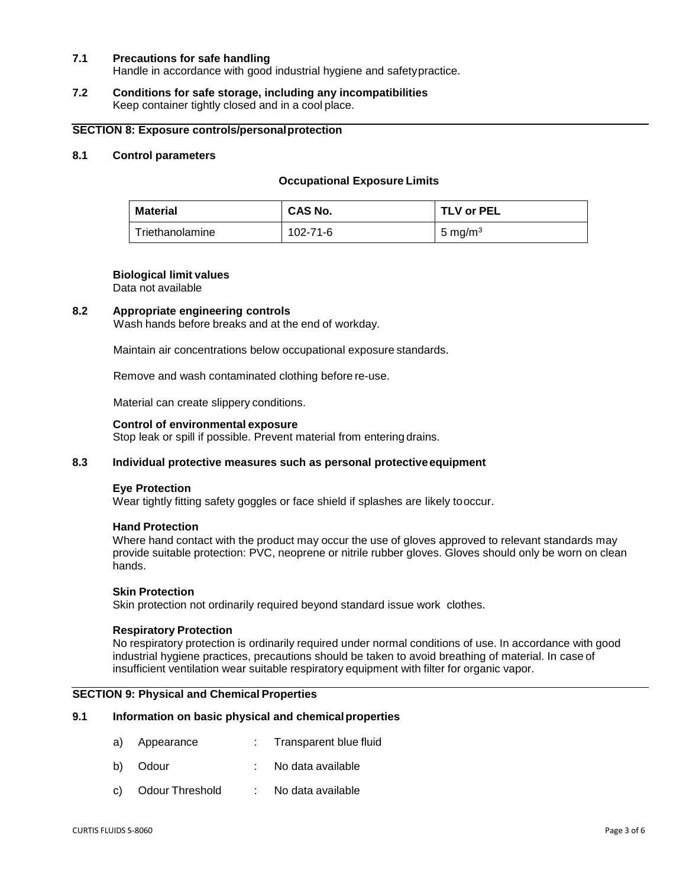### 7.1 Precautions for safe handling

Handle in accordance with good industrial hygiene and safety practice.

### 7.2 Conditions for safe storage, including any incompatibilities

Keep container tightly closed and in a cool place.

## SECTION 8: Exposure controls/personal protection

### 8.1 Control parameters

**Occupational Exposure Limits**

| Material | CAS No. | TLV or PEL |
|---|---|---|
| Triethanolamine | 102-71-6 | 5 $mg/m^3$ |

**Biological limit values**

Data not available

### 8.2 Appropriate engineering controls

Wash hands before breaks and at the end of workday.

Maintain air concentrations below occupational exposure standards.

Remove and wash contaminated clothing before re-use.

Material can create slippery conditions.

**Control of environmental exposure**

Stop leak or spill if possible. Prevent material from entering drains.

### 8.3 Individual protective measures such as personal protective equipment

**Eye Protection**

Wear tightly fitting safety goggles or face shield if splashes are likely to occur.

**Hand Protection**

Where hand contact with the product may occur the use of gloves approved to relevant standards may provide suitable protection: PVC, neoprene or nitrile rubber gloves. Gloves should only be worn on clean hands.

**Skin Protection**

Skin protection not ordinarily required beyond standard issue work clothes.

**Respiratory Protection**

No respiratory protection is ordinarily required under normal conditions of use. In accordance with good industrial hygiene practices, precautions should be taken to avoid breathing of material. In case of insufficient ventilation wear suitable respiratory equipment with filter for organic vapor.

## SECTION 9: Physical and Chemical Properties

### 9.1 Information on basic physical and chemical properties

- a) Appearance : Transparent blue fluid
- b) Odour : No data available
- c) Odour Threshold : No data available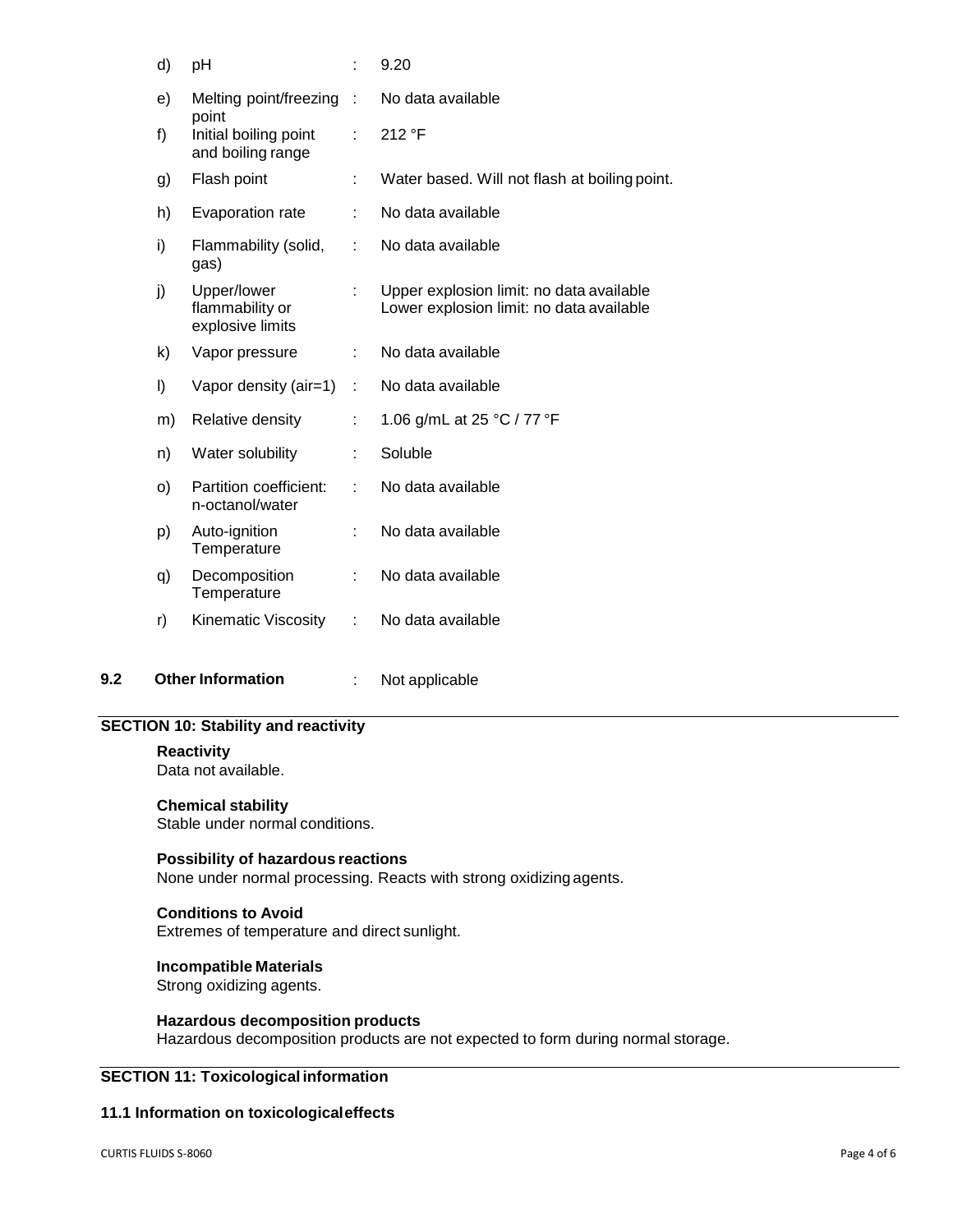| | | | |
|---|---|---|---|
| d) | pH | : | 9.20 |
| e) | Melting point/freezing point | : | No data available |
| f) | Initial boiling point and boiling range | : | 212 °F |
| g) | Flash point | : | Water based. Will not flash at boiling point. |
| h) | Evaporation rate | : | No data available |
| i) | Flammability (solid, gas) | : | No data available |
| j) | Upper/lower flammability or explosive limits | : | Upper explosion limit: no data available<br>Lower explosion limit: no data available |
| k) | Vapor pressure | : | No data available |
| l) | Vapor density (air=1) | : | No data available |
| m) | Relative density | : | 1.06 g/mL at 25 °C / 77 °F |
| n) | Water solubility | : | Soluble |
| o) | Partition coefficient: n-octanol/water | : | No data available |
| p) | Auto-ignition Temperature | : | No data available |
| q) | Decomposition Temperature | : | No data available |
| r) | Kinematic Viscosity | : | No data available |

**9.2 Other Information** : Not applicable

## SECTION 10: Stability and reactivity

**Reactivity**
Data not available.

**Chemical stability**
Stable under normal conditions.

**Possibility of hazardous reactions**
None under normal processing. Reacts with strong oxidizing agents.

**Conditions to Avoid**
Extremes of temperature and direct sunlight.

**Incompatible Materials**
Strong oxidizing agents.

**Hazardous decomposition products**
Hazardous decomposition products are not expected to form during normal storage.

## SECTION 11: Toxicological information

### 11.1 Information on toxicological effects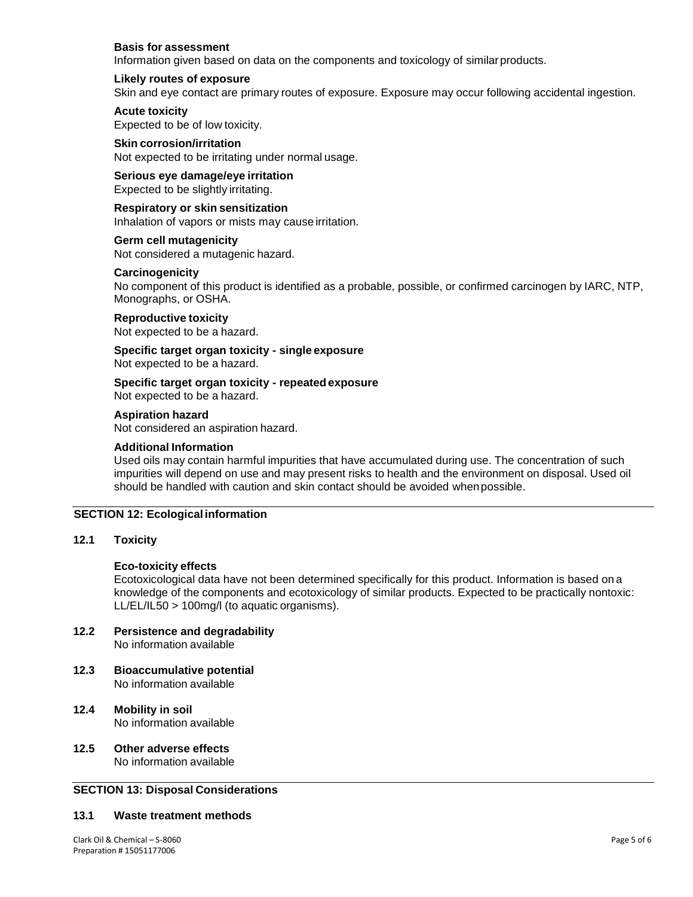**Basis for assessment**
Information given based on data on the components and toxicology of similar products.

**Likely routes of exposure**
Skin and eye contact are primary routes of exposure. Exposure may occur following accidental ingestion.

**Acute toxicity**
Expected to be of low toxicity.

**Skin corrosion/irritation**
Not expected to be irritating under normal usage.

**Serious eye damage/eye irritation**
Expected to be slightly irritating.

**Respiratory or skin sensitization**
Inhalation of vapors or mists may cause irritation.

**Germ cell mutagenicity**
Not considered a mutagenic hazard.

**Carcinogenicity**
No component of this product is identified as a probable, possible, or confirmed carcinogen by IARC, NTP, Monographs, or OSHA.

**Reproductive toxicity**
Not expected to be a hazard.

**Specific target organ toxicity - single exposure**
Not expected to be a hazard.

**Specific target organ toxicity - repeated exposure**
Not expected to be a hazard.

**Aspiration hazard**
Not considered an aspiration hazard.

**Additional Information**
Used oils may contain harmful impurities that have accumulated during use. The concentration of such impurities will depend on use and may present risks to health and the environment on disposal. Used oil should be handled with caution and skin contact should be avoided when possible.

## SECTION 12: Ecological information

### 12.1 Toxicity

**Eco-toxicity effects**
Ecotoxicological data have not been determined specifically for this product. Information is based on a knowledge of the components and ecotoxicology of similar products. Expected to be practically nontoxic: LL/EL/IL50 > 100mg/l (to aquatic organisms).

### 12.2 Persistence and degradability
No information available

### 12.3 Bioaccumulative potential
No information available

### 12.4 Mobility in soil
No information available

### 12.5 Other adverse effects
No information available

## SECTION 13: Disposal Considerations

### 13.1 Waste treatment methods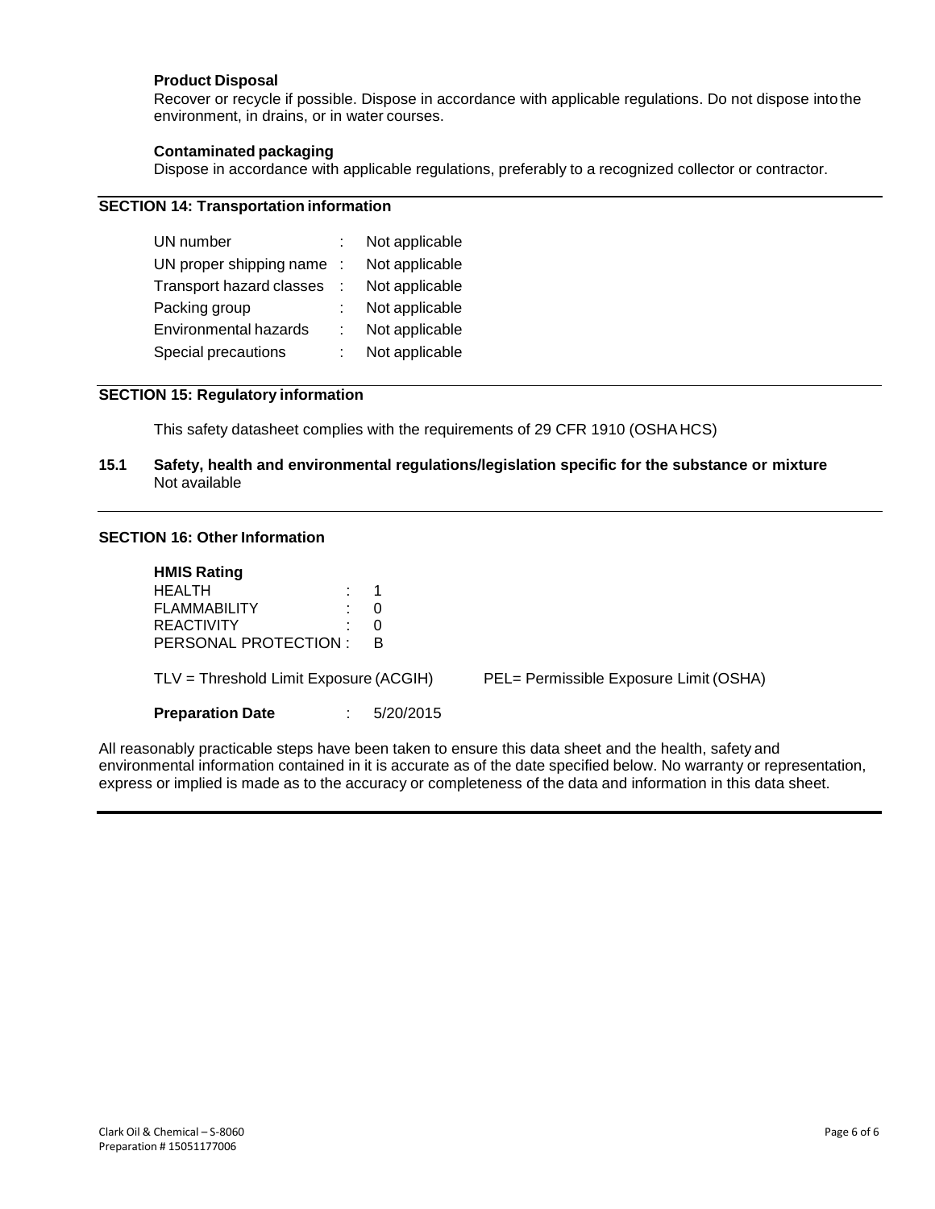**Product Disposal**

Recover or recycle if possible. Dispose in accordance with applicable regulations. Do not dispose into the environment, in drains, or in water courses.

**Contaminated packaging**

Dispose in accordance with applicable regulations, preferably to a recognized collector or contractor.

## SECTION 14: Transportation information

| | | |
|---|---|---|
| UN number | : | Not applicable |
| UN proper shipping name | : | Not applicable |
| Transport hazard classes | : | Not applicable |
| Packing group | : | Not applicable |
| Environmental hazards | : | Not applicable |
| Special precautions | : | Not applicable |

## SECTION 15: Regulatory information

This safety datasheet complies with the requirements of 29 CFR 1910 (OSHA HCS)

**15.1 Safety, health and environmental regulations/legislation specific for the substance or mixture**

Not available

## SECTION 16: Other Information

**HMIS Rating**

| | | |
|---|---|---|
| HEALTH | : | 1 |
| FLAMMABILITY | : | 0 |
| REACTIVITY | : | 0 |
| PERSONAL PROTECTION | : | B |

TLV = Threshold Limit Exposure (ACGIH) PEL= Permissible Exposure Limit (OSHA)

**Preparation Date** : 5/20/2015

All reasonably practicable steps have been taken to ensure this data sheet and the health, safety and environmental information contained in it is accurate as of the date specified below. No warranty or representation, express or implied is made as to the accuracy or completeness of the data and information in this data sheet.

Clark Oil & Chemical – S-8060
Preparation # 15051177006